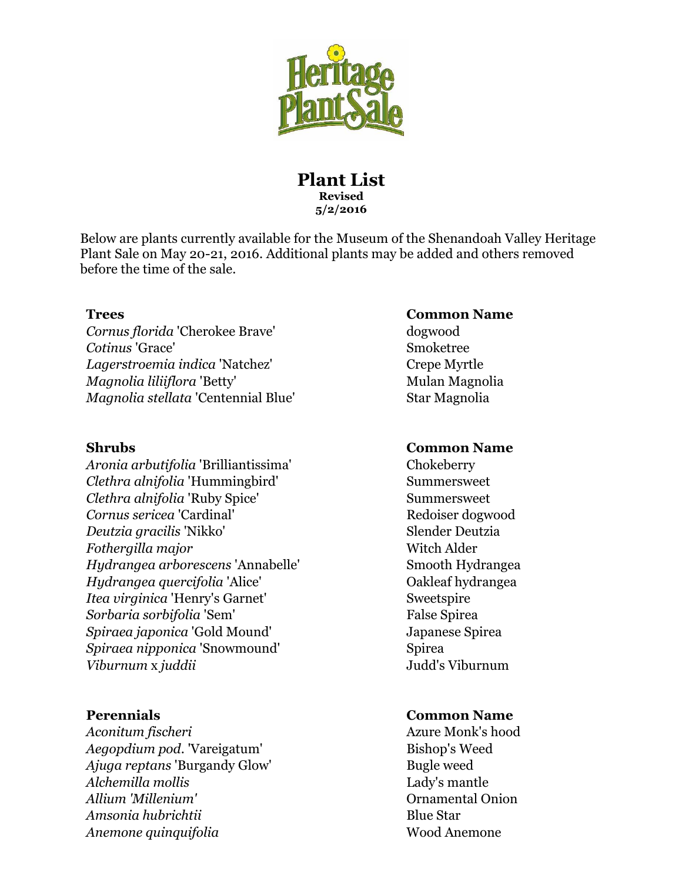# Heritage Plant Sale

## Plant List

**Revised**
**5/2/2016**

Below are plants currently available for the Museum of the Shenandoah Valley Heritage Plant Sale on May 20-21, 2016. Additional plants may be added and others removed before the time of the sale.

| **Trees** | **Common Name** |
| --- | --- |
| *Cornus florida* 'Cherokee Brave' | dogwood |
| *Cotinus* 'Grace' | Smoketree |
| *Lagerstroemia indica* 'Natchez' | Crepe Myrtle |
| *Magnolia liliiflora* 'Betty' | Mulan Magnolia |
| *Magnolia stellata* 'Centennial Blue' | Star Magnolia |

| **Shrubs** | **Common Name** |
| --- | --- |
| *Aronia arbutifolia* 'Brilliantissima' | Chokeberry |
| *Clethra alnifolia* 'Hummingbird' | Summersweet |
| *Clethra alnifolia* 'Ruby Spice' | Summersweet |
| *Cornus sericea* 'Cardinal' | Redoiser dogwood |
| *Deutzia gracilis* 'Nikko' | Slender Deutzia |
| *Fothergilla major* | Witch Alder |
| *Hydrangea arborescens* 'Annabelle' | Smooth Hydrangea |
| *Hydrangea quercifolia* 'Alice' | Oakleaf hydrangea |
| *Itea virginica* 'Henry's Garnet' | Sweetspire |
| *Sorbaria sorbifolia* 'Sem' | False Spirea |
| *Spiraea japonica* 'Gold Mound' | Japanese Spirea |
| *Spiraea nipponica* 'Snowmound' | Spirea |
| *Viburnum* x *juddii* | Judd's Viburnum |

| **Perennials** | **Common Name** |
| --- | --- |
| *Aconitum fischeri* | Azure Monk's hood |
| *Aegopdium pod.* 'Vareigatum' | Bishop's Weed |
| *Ajuga reptans* 'Burgandy Glow' | Bugle weed |
| *Alchemilla mollis* | Lady's mantle |
| *Allium 'Millenium'* | Ornamental Onion |
| *Amsonia hubrichtii* | Blue Star |
| *Anemone quinquifolia* | Wood Anemone |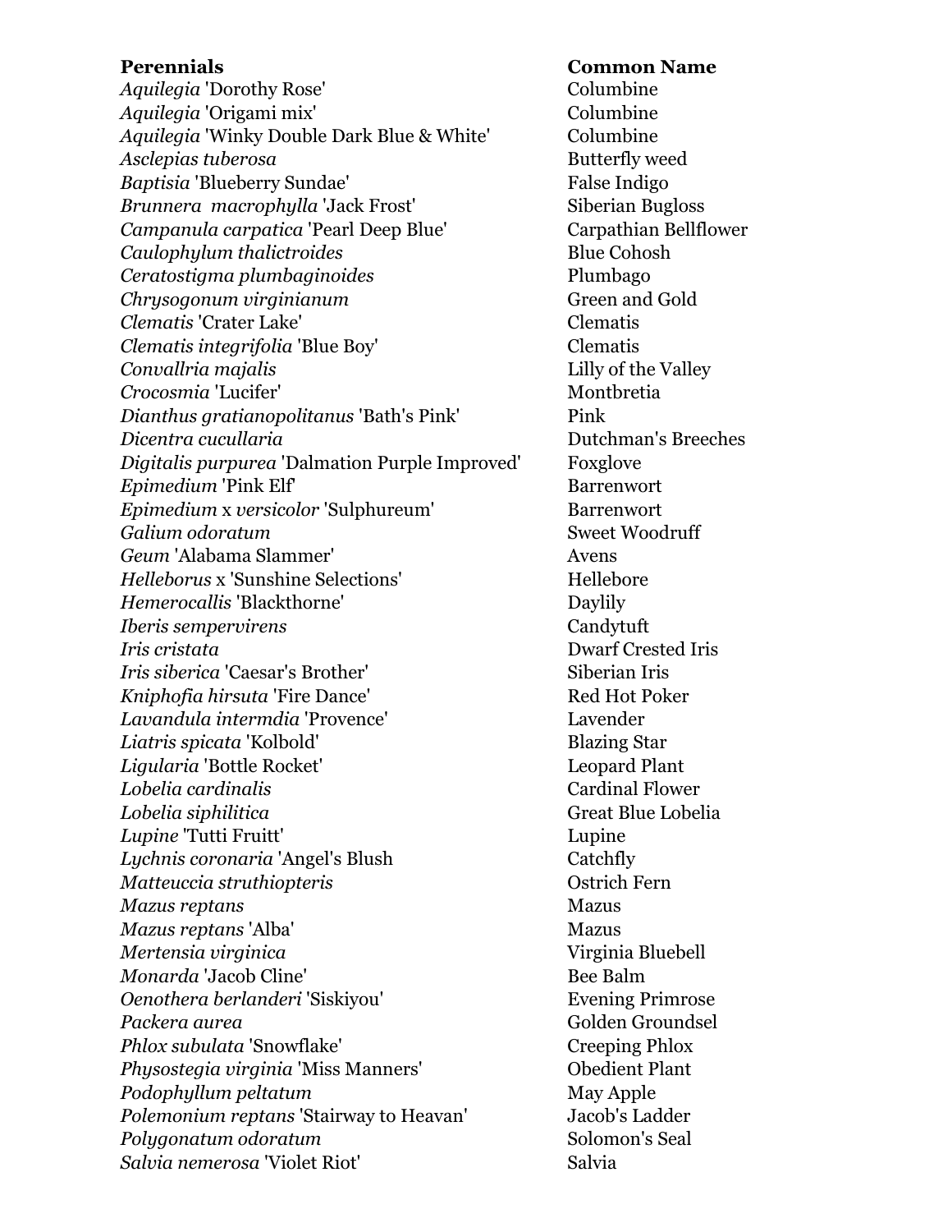| **Perennials** | **Common Name** |
|---|---|
| *Aquilegia* 'Dorothy Rose' | Columbine |
| *Aquilegia* 'Origami mix' | Columbine |
| *Aquilegia* 'Winky Double Dark Blue & White' | Columbine |
| *Asclepias tuberosa* | Butterfly weed |
| *Baptisia* 'Blueberry Sundae' | False Indigo |
| *Brunnera macrophylla* 'Jack Frost' | Siberian Bugloss |
| *Campanula carpatica* 'Pearl Deep Blue' | Carpathian Bellflower |
| *Caulophylum thalictroides* | Blue Cohosh |
| *Ceratostigma plumbaginoides* | Plumbago |
| *Chrysogonum virginianum* | Green and Gold |
| *Clematis* 'Crater Lake' | Clematis |
| *Clematis integrifolia* 'Blue Boy' | Clematis |
| *Convallria majalis* | Lilly of the Valley |
| *Crocosmia* 'Lucifer' | Montbretia |
| *Dianthus gratianopolitanus* 'Bath's Pink' | Pink |
| *Dicentra cucullaria* | Dutchman's Breeches |
| *Digitalis purpurea* 'Dalmation Purple Improved' | Foxglove |
| *Epimedium* 'Pink Elf' | Barrenwort |
| *Epimedium* x *versicolor* 'Sulphureum' | Barrenwort |
| *Galium odoratum* | Sweet Woodruff |
| *Geum* 'Alabama Slammer' | Avens |
| *Helleborus* x 'Sunshine Selections' | Hellebore |
| *Hemerocallis* 'Blackthorne' | Daylily |
| *Iberis sempervirens* | Candytuft |
| *Iris cristata* | Dwarf Crested Iris |
| *Iris siberica* 'Caesar's Brother' | Siberian Iris |
| *Kniphofia hirsuta* 'Fire Dance' | Red Hot Poker |
| *Lavandula intermdia* 'Provence' | Lavender |
| *Liatris spicata* 'Kolbold' | Blazing Star |
| *Ligularia* 'Bottle Rocket' | Leopard Plant |
| *Lobelia cardinalis* | Cardinal Flower |
| *Lobelia siphilitica* | Great Blue Lobelia |
| *Lupine* 'Tutti Fruitt' | Lupine |
| *Lychnis coronaria* 'Angel's Blush | Catchfly |
| *Matteuccia struthiopteris* | Ostrich Fern |
| *Mazus reptans* | Mazus |
| *Mazus reptans* 'Alba' | Mazus |
| *Mertensia virginica* | Virginia Bluebell |
| *Monarda* 'Jacob Cline' | Bee Balm |
| *Oenothera berlanderi* 'Siskiyou' | Evening Primrose |
| *Packera aurea* | Golden Groundsel |
| *Phlox subulata* 'Snowflake' | Creeping Phlox |
| *Physostegia virginia* 'Miss Manners' | Obedient Plant |
| *Podophyllum peltatum* | May Apple |
| *Polemonium reptans* 'Stairway to Heavan' | Jacob's Ladder |
| *Polygonatum odoratum* | Solomon's Seal |
| *Salvia nemerosa* 'Violet Riot' | Salvia |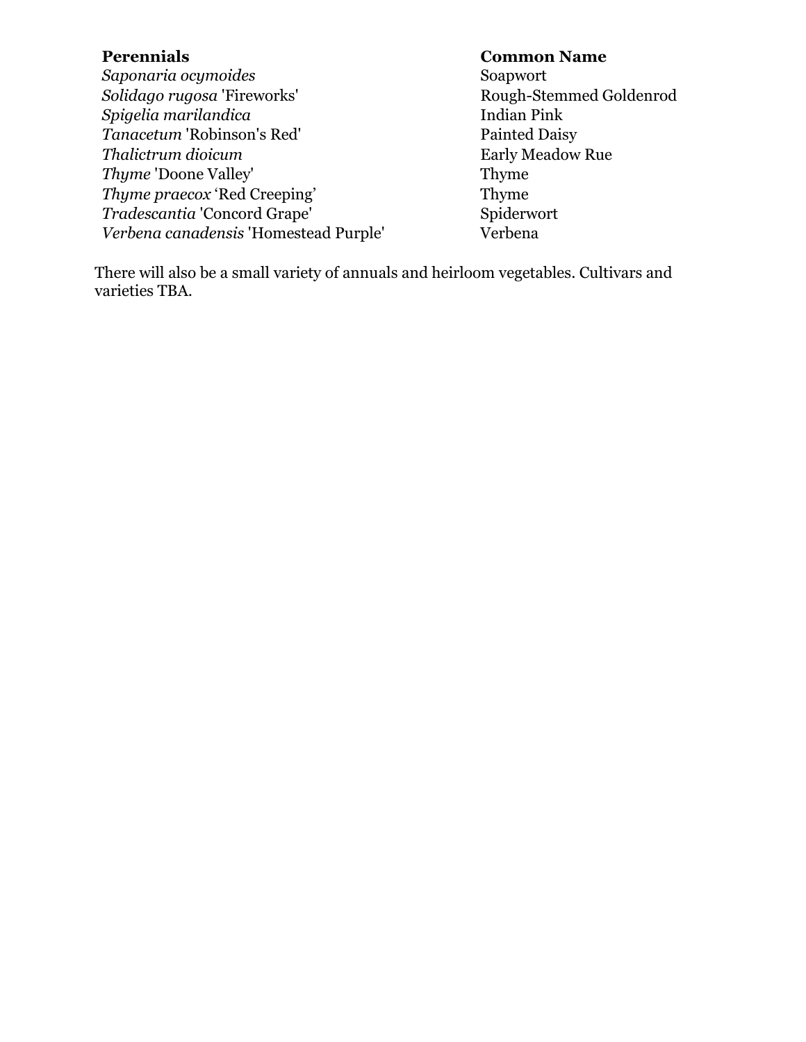| **Perennials** | **Common Name** |
|---|---|
| *Saponaria ocymoides* | Soapwort |
| *Solidago rugosa* 'Fireworks' | Rough-Stemmed Goldenrod |
| *Spigelia marilandica* | Indian Pink |
| *Tanacetum* 'Robinson's Red' | Painted Daisy |
| *Thalictrum dioicum* | Early Meadow Rue |
| *Thyme* 'Doone Valley' | Thyme |
| *Thyme praecox* 'Red Creeping' | Thyme |
| *Tradescantia* 'Concord Grape' | Spiderwort |
| *Verbena canadensis* 'Homestead Purple' | Verbena |

There will also be a small variety of annuals and heirloom vegetables. Cultivars and varieties TBA.